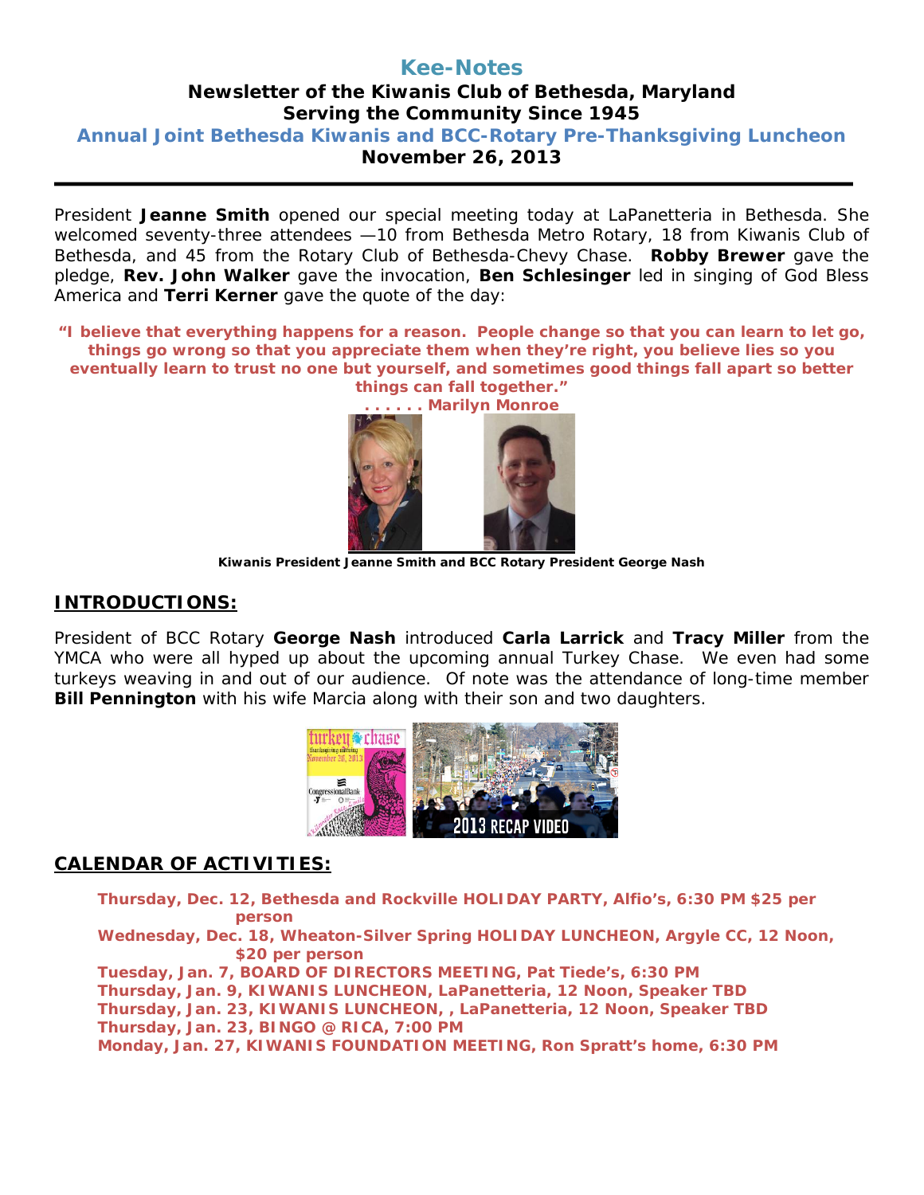# Kee-Notes

**Newsletter of the Kiwanis Club of Bethesda, Maryland**
**Serving the Community Since 1945**

**Annual Joint Bethesda Kiwanis and BCC-Rotary Pre-Thanksgiving Luncheon**
**November 26, 2013**

---

President **Jeanne Smith** opened our special meeting today at LaPanetteria in Bethesda. She welcomed seventy-three attendees —10 from Bethesda Metro Rotary, 18 from Kiwanis Club of Bethesda, and 45 from the Rotary Club of Bethesda-Chevy Chase. **Robby Brewer** gave the pledge, **Rev. John Walker** gave the invocation, **Ben Schlesinger** led in singing of God Bless America and **Terri Kerner** gave the quote of the day:

**"I believe that everything happens for a reason. People change so that you can learn to let go, things go wrong so that you appreciate them when they're right, you believe lies so you eventually learn to trust no one but yourself, and sometimes good things fall apart so better things can fall together."**
**. . . . . . Marilyn Monroe**

**Kiwanis President Jeanne Smith and BCC Rotary President George Nash**

## INTRODUCTIONS:

President of BCC Rotary **George Nash** introduced **Carla Larrick** and **Tracy Miller** from the YMCA who were all hyped up about the upcoming annual Turkey Chase. We even had some turkeys weaving in and out of our audience. Of note was the attendance of long-time member **Bill Pennington** with his wife Marcia along with their son and two daughters.

## CALENDAR OF ACTIVITIES:

**Thursday, Dec. 12, Bethesda and Rockville HOLIDAY PARTY, Alfio's, 6:30 PM $25 per person**
**Wednesday, Dec. 18, Wheaton-Silver Spring HOLIDAY LUNCHEON, Argyle CC, 12 Noon, $20 per person**
**Tuesday, Jan. 7, BOARD OF DIRECTORS MEETING, Pat Tiede's, 6:30 PM**
**Thursday, Jan. 9, KIWANIS LUNCHEON, LaPanetteria, 12 Noon, Speaker TBD**
**Thursday, Jan. 23, KIWANIS LUNCHEON, , LaPanetteria, 12 Noon, Speaker TBD**
**Thursday, Jan. 23, BINGO @ RICA, 7:00 PM**
**Monday, Jan. 27, KIWANIS FOUNDATION MEETING, Ron Spratt's home, 6:30 PM**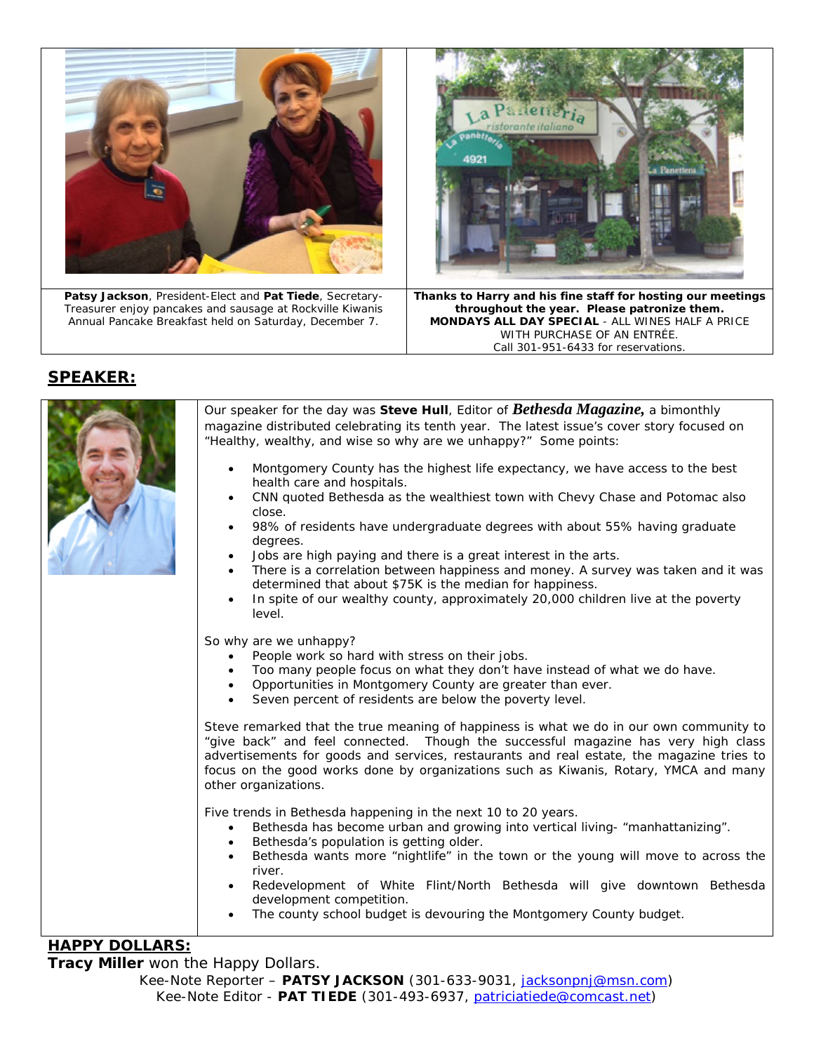**Patsy Jackson**, President-Elect and **Pat Tiede**, Secretary-Treasurer enjoy pancakes and sausage at Rockville Kiwanis Annual Pancake Breakfast held on Saturday, December 7.

**Thanks to Harry and his fine staff for hosting our meetings throughout the year. Please patronize them.**
**MONDAYS ALL DAY SPECIAL** - ALL WINES HALF A PRICE WITH PURCHASE OF AN ENTRÉE.
Call 301-951-6433 for reservations.

## SPEAKER:

Our speaker for the day was **Steve Hull**, Editor of ***Bethesda Magazine,*** a bimonthly magazine distributed celebrating its tenth year. The latest issue's cover story focused on "Healthy, wealthy, and wise so why are we unhappy?" Some points:

- Montgomery County has the highest life expectancy, we have access to the best health care and hospitals.
- CNN quoted Bethesda as the wealthiest town with Chevy Chase and Potomac also close.
- 98% of residents have undergraduate degrees with about 55% having graduate degrees.
- Jobs are high paying and there is a great interest in the arts.
- There is a correlation between happiness and money. A survey was taken and it was determined that about $75K is the median for happiness.
- In spite of our wealthy county, approximately 20,000 children live at the poverty level.

So why are we unhappy?

- People work so hard with stress on their jobs.
- Too many people focus on what they don't have instead of what we do have.
- Opportunities in Montgomery County are greater than ever.
- Seven percent of residents are below the poverty level.

Steve remarked that the true meaning of happiness is what we do in our own community to "give back" and feel connected. Though the successful magazine has very high class advertisements for goods and services, restaurants and real estate, the magazine tries to focus on the good works done by organizations such as Kiwanis, Rotary, YMCA and many other organizations.

Five trends in Bethesda happening in the next 10 to 20 years.

- Bethesda has become urban and growing into vertical living- "manhattanizing".
- Bethesda's population is getting older.
- Bethesda wants more "nightlife" in the town or the young will move to across the river.
- Redevelopment of White Flint/North Bethesda will give downtown Bethesda development competition.
- The county school budget is devouring the Montgomery County budget.

## HAPPY DOLLARS:

**Tracy Miller** won the Happy Dollars.

Kee-Note Reporter – **PATSY JACKSON** (301-633-9031, jacksonpnj@msn.com)
Kee-Note Editor - **PAT TIEDE** (301-493-6937, patriciatiede@comcast.net)